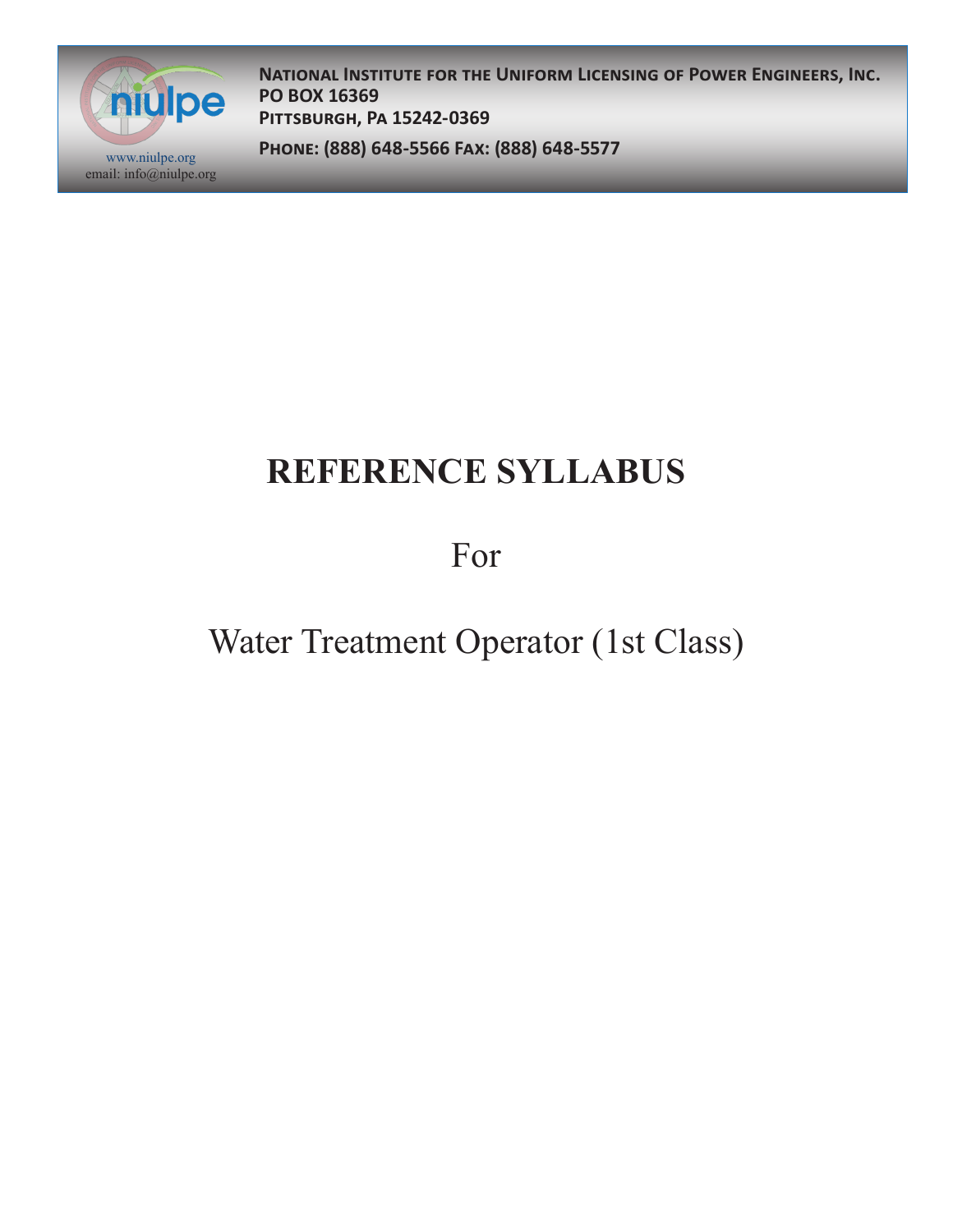**National Institute for the Uniform Licensing of Power Engineers, Inc.**
**PO BOX 16369**
**Pittsburgh, Pa 15242-0369**

**Phone: (888) 648-5566 Fax: (888) 648-5577**

www.niulpe.org
email: info@niulpe.org

# REFERENCE SYLLABUS

For

Water Treatment Operator (1st Class)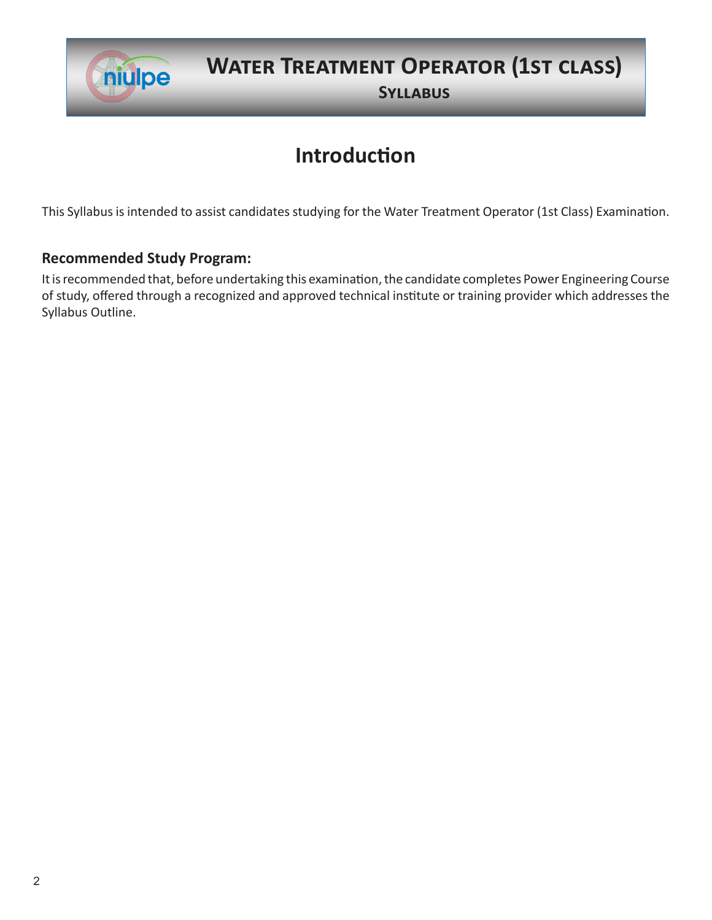# Introduction

This Syllabus is intended to assist candidates studying for the Water Treatment Operator (1st Class) Examination.

### Recommended Study Program:

It is recommended that, before undertaking this examination, the candidate completes Power Engineering Course of study, offered through a recognized and approved technical institute or training provider which addresses the Syllabus Outline.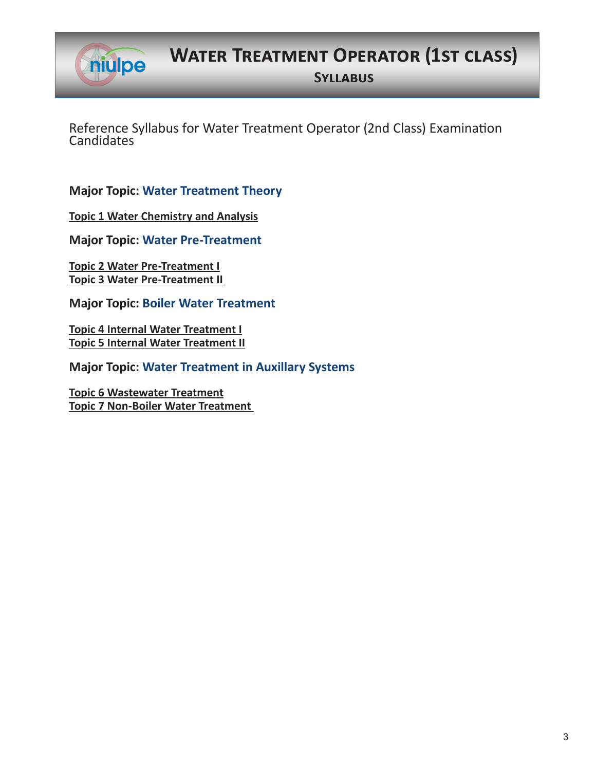# Water Treatment Operator (1st class)

## Syllabus

Reference Syllabus for Water Treatment Operator (2nd Class) Examination Candidates

**Major Topic: Water Treatment Theory**

**Topic 1 Water Chemistry and Analysis**

**Major Topic: Water Pre-Treatment**

**Topic 2 Water Pre-Treatment I**
**Topic 3 Water Pre-Treatment II**

**Major Topic: Boiler Water Treatment**

**Topic 4 Internal Water Treatment I**
**Topic 5 Internal Water Treatment II**

**Major Topic: Water Treatment in Auxillary Systems**

**Topic 6 Wastewater Treatment**
**Topic 7 Non-Boiler Water Treatment**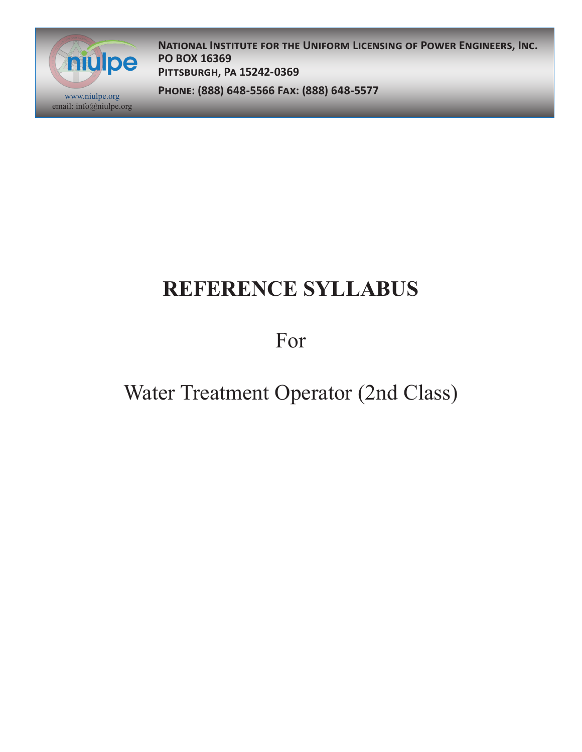National Institute for the Uniform Licensing of Power Engineers, Inc.
PO BOX 16369
Pittsburgh, Pa 15242-0369

Phone: (888) 648-5566 Fax: (888) 648-5577

www.niulpe.org
email: info@niulpe.org

# REFERENCE SYLLABUS

For

Water Treatment Operator (2nd Class)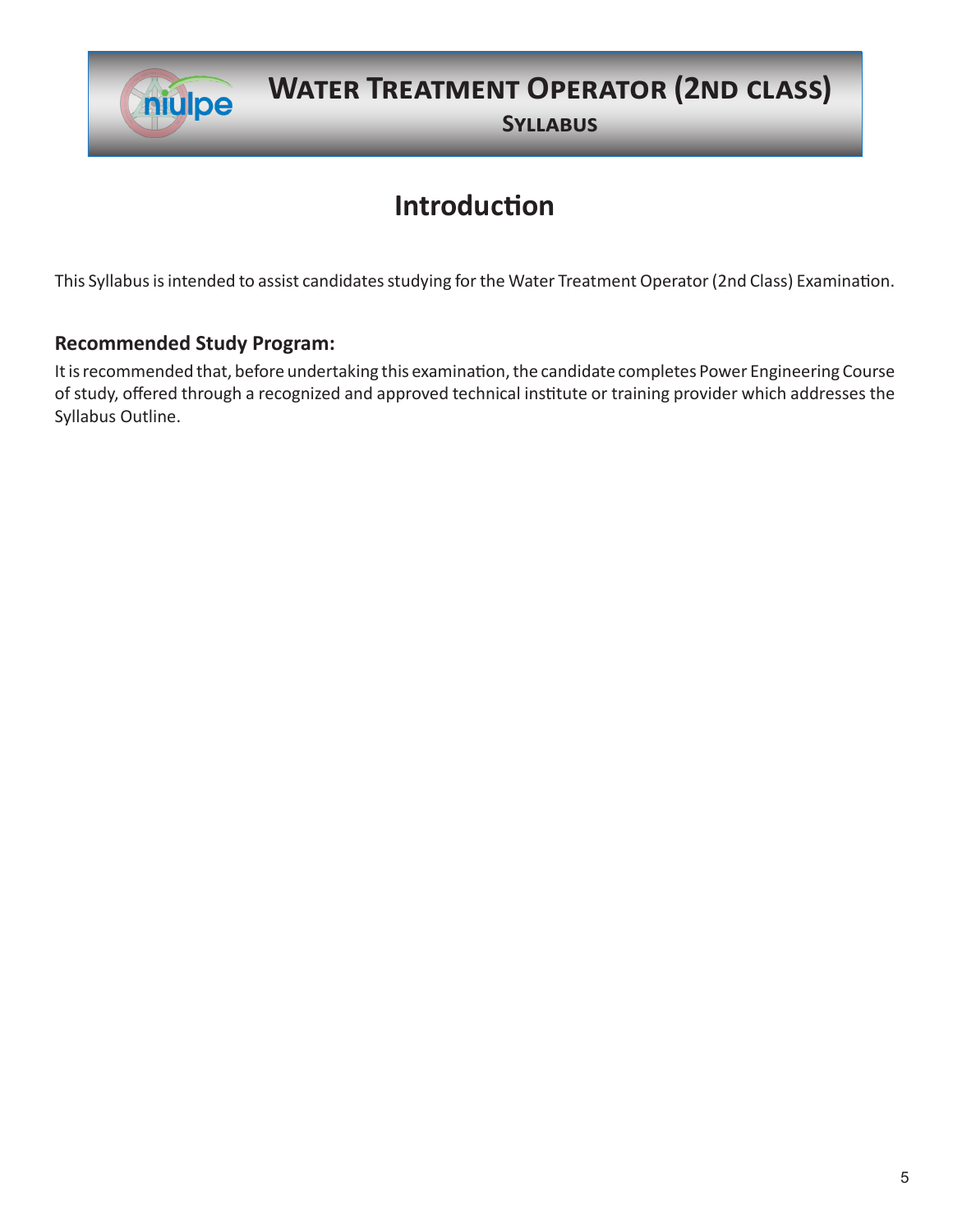# Introduction

This Syllabus is intended to assist candidates studying for the Water Treatment Operator (2nd Class) Examination.

### Recommended Study Program:

It is recommended that, before undertaking this examination, the candidate completes Power Engineering Course of study, offered through a recognized and approved technical institute or training provider which addresses the Syllabus Outline.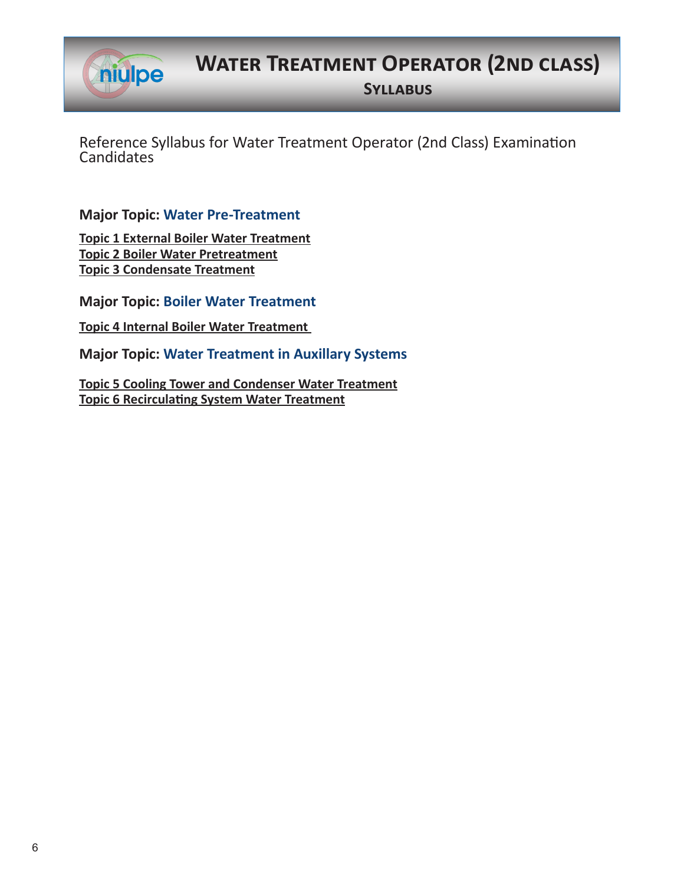# Water Treatment Operator (2nd class)

## Syllabus

Reference Syllabus for Water Treatment Operator (2nd Class) Examination Candidates

### Major Topic: Water Pre-Treatment

**Topic 1 External Boiler Water Treatment**
**Topic 2 Boiler Water Pretreatment**
**Topic 3 Condensate Treatment**

### Major Topic: Boiler Water Treatment

**Topic 4 Internal Boiler Water Treatment**

### Major Topic: Water Treatment in Auxillary Systems

**Topic 5 Cooling Tower and Condenser Water Treatment**
**Topic 6 Recirculating System Water Treatment**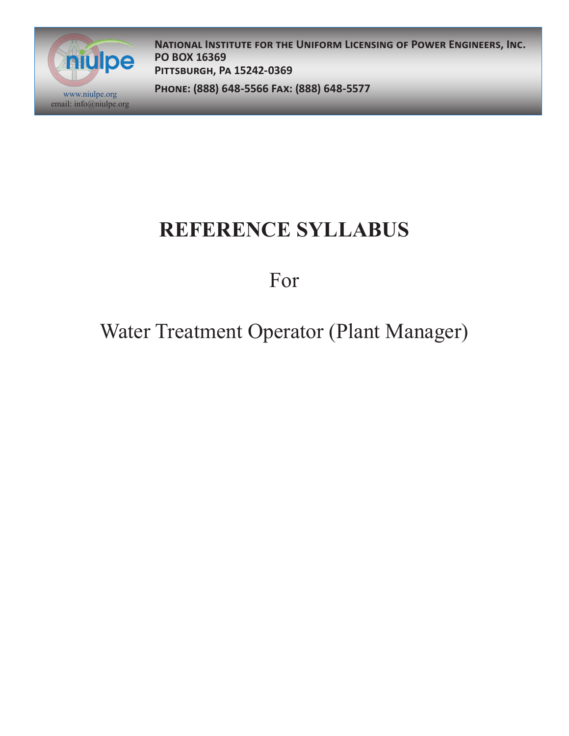**National Institute for the Uniform Licensing of Power Engineers, Inc.**
**PO BOX 16369**
**Pittsburgh, Pa 15242-0369**

**Phone: (888) 648-5566 Fax: (888) 648-5577**

www.niulpe.org
email: info@niulpe.org

# REFERENCE SYLLABUS

For

Water Treatment Operator (Plant Manager)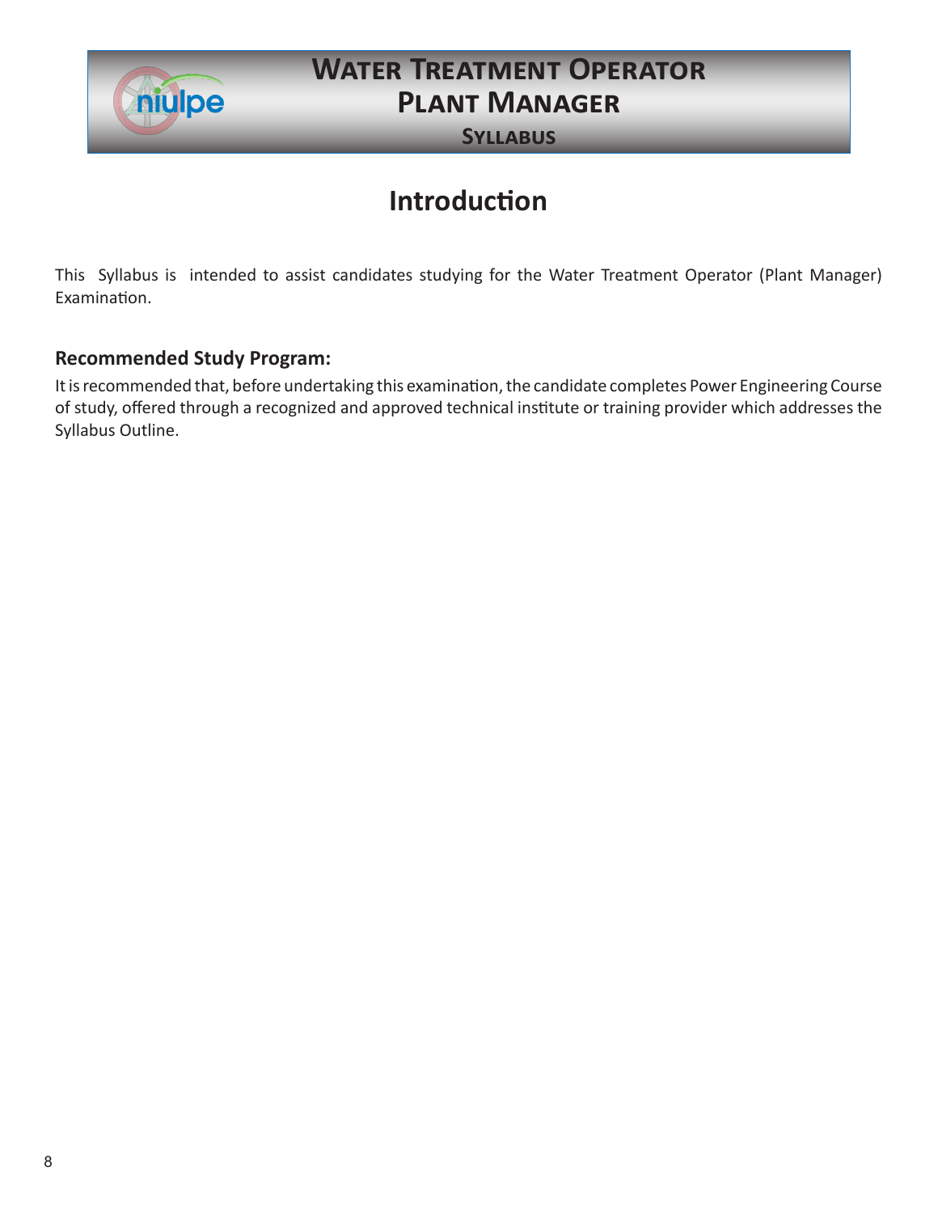# Water Treatment Operator Plant Manager

## Syllabus

## Introduction

This Syllabus is intended to assist candidates studying for the Water Treatment Operator (Plant Manager) Examination.

### Recommended Study Program:

It is recommended that, before undertaking this examination, the candidate completes Power Engineering Course of study, offered through a recognized and approved technical institute or training provider which addresses the Syllabus Outline.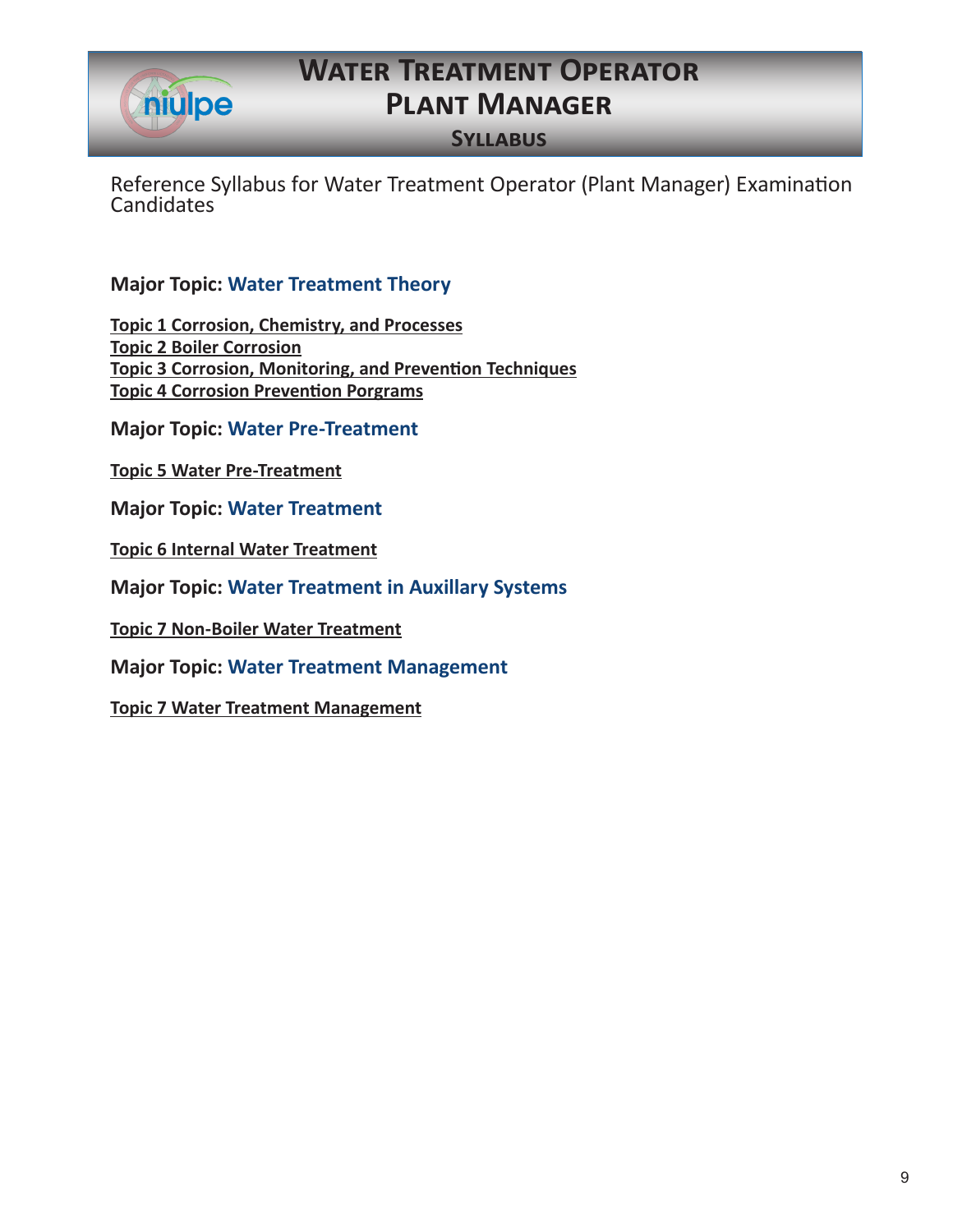# Water Treatment Operator
# Plant Manager
## Syllabus

Reference Syllabus for Water Treatment Operator (Plant Manager) Examination Candidates

### Major Topic: Water Treatment Theory

**Topic 1 Corrosion, Chemistry, and Processes**
**Topic 2 Boiler Corrosion**
**Topic 3 Corrosion, Monitoring, and Prevention Techniques**
**Topic 4 Corrosion Prevention Porgrams**

### Major Topic: Water Pre-Treatment

**Topic 5 Water Pre-Treatment**

### Major Topic: Water Treatment

**Topic 6 Internal Water Treatment**

### Major Topic: Water Treatment in Auxillary Systems

**Topic 7 Non-Boiler Water Treatment**

### Major Topic: Water Treatment Management

**Topic 7 Water Treatment Management**